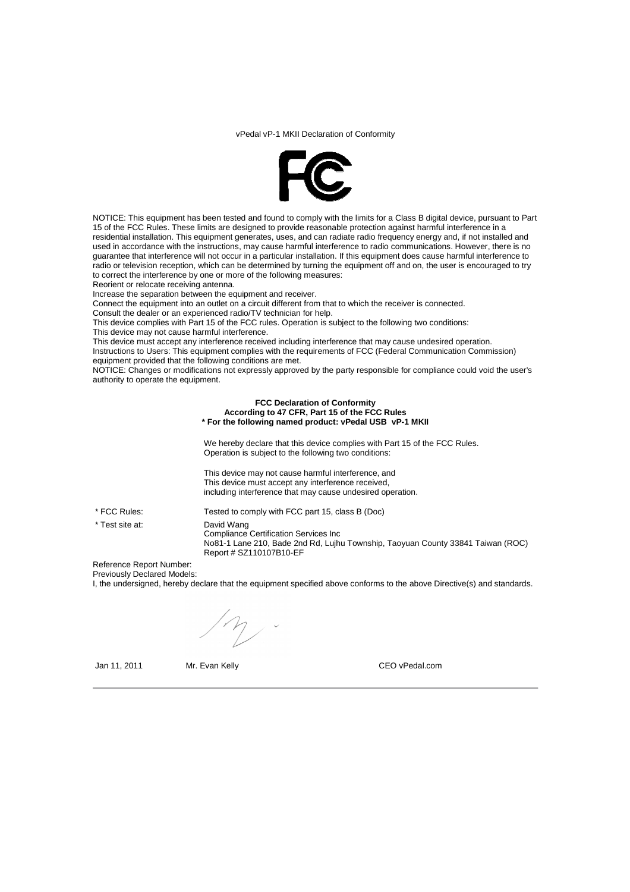vPedal vP-1 MKII Declaration of Conformity

NOTICE: This equipment has been tested and found to comply with the limits for a Class B digital device, pursuant to Part 15 of the FCC Rules. These limits are designed to provide reasonable protection against harmful interference in a residential installation. This equipment generates, uses, and can radiate radio frequency energy and, if not installed and used in accordance with the instructions, may cause harmful interference to radio communications. However, there is no guarantee that interference will not occur in a particular installation. If this equipment does cause harmful interference to radio or television reception, which can be determined by turning the equipment off and on, the user is encouraged to try to correct the interference by one or more of the following measures:
Reorient or relocate receiving antenna.
Increase the separation between the equipment and receiver.
Connect the equipment into an outlet on a circuit different from that to which the receiver is connected.
Consult the dealer or an experienced radio/TV technician for help.
This device complies with Part 15 of the FCC rules. Operation is subject to the following two conditions:
This device may not cause harmful interference.
This device must accept any interference received including interference that may cause undesired operation.
Instructions to Users: This equipment complies with the requirements of FCC (Federal Communication Commission) equipment provided that the following conditions are met.
NOTICE: Changes or modifications not expressly approved by the party responsible for compliance could void the user's authority to operate the equipment.

**FCC Declaration of Conformity**
**According to 47 CFR, Part 15 of the FCC Rules**
**\* For the following named product: vPedal USB vP-1 MKII**

We hereby declare that this device complies with Part 15 of the FCC Rules.
Operation is subject to the following two conditions:

This device may not cause harmful interference, and
This device must accept any interference received,
including interference that may cause undesired operation.

\* FCC Rules: Tested to comply with FCC part 15, class B (Doc)

\* Test site at: David Wang
Compliance Certification Services Inc
No81-1 Lane 210, Bade 2nd Rd, Lujhu Township, Taoyuan County 33841 Taiwan (ROC)
Report # SZ110107B10-EF

Reference Report Number:
Previously Declared Models:
I, the undersigned, hereby declare that the equipment specified above conforms to the above Directive(s) and standards.

Jan 11, 2011 Mr. Evan Kelly CEO vPedal.com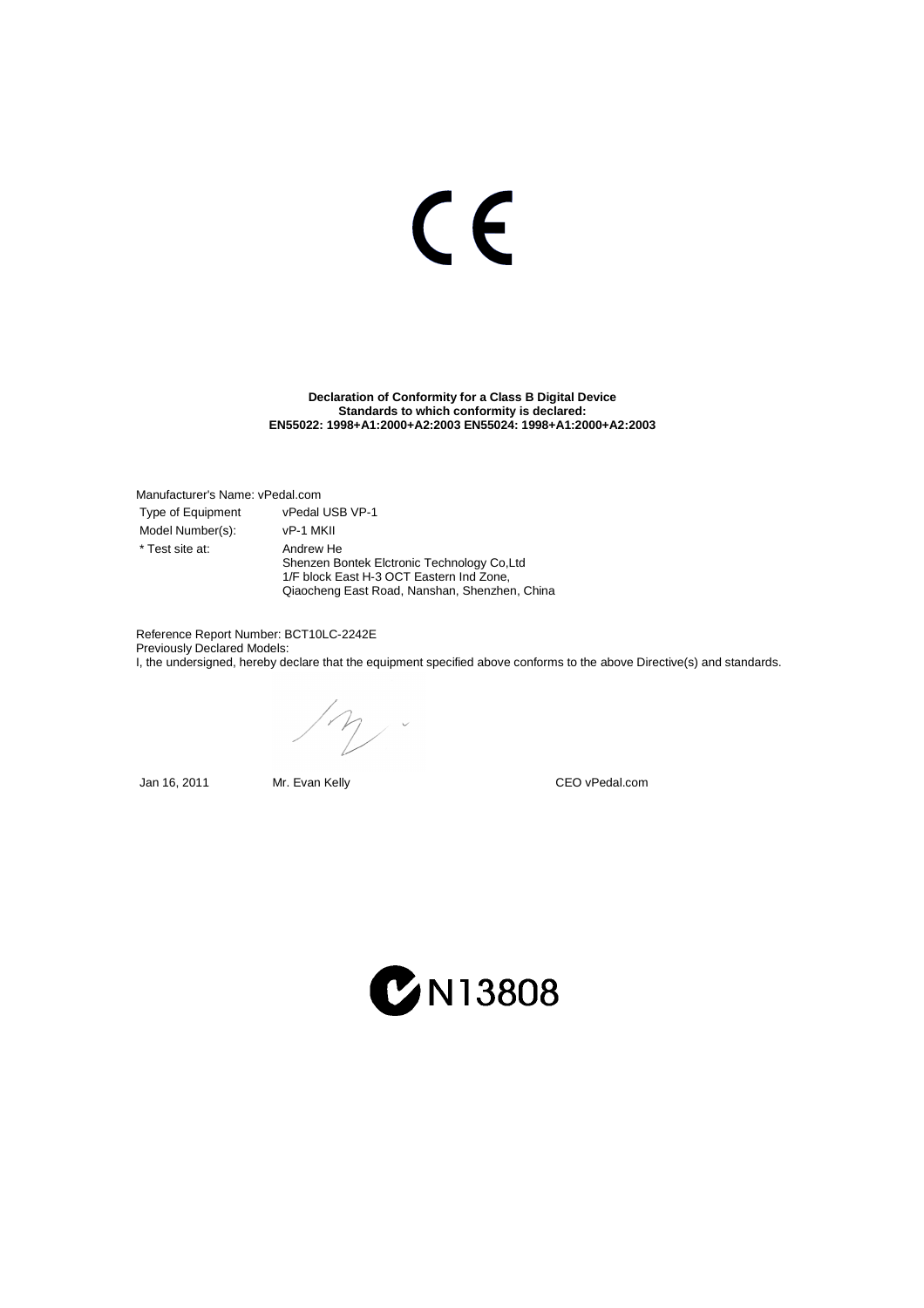CE

**Declaration of Conformity for a Class B Digital Device**
**Standards to which conformity is declared:**
**EN55022: 1998+A1:2000+A2:2003 EN55024: 1998+A1:2000+A2:2003**

Manufacturer's Name: vPedal.com

| | |
|---|---|
| Type of Equipment | vPedal USB VP-1 |
| Model Number(s): | vP-1 MKII |
| * Test site at: | Andrew He<br>Shenzen Bontek Elctronic Technology Co,Ltd<br>1/F block East H-3 OCT Eastern Ind Zone,<br>Qiaocheng East Road, Nanshan, Shenzhen, China |

Reference Report Number: BCT10LC-2242E
Previously Declared Models:
I, the undersigned, hereby declare that the equipment specified above conforms to the above Directive(s) and standards.

Jan 16, 2011　　Mr. Evan Kelly　　CEO vPedal.com

N13808